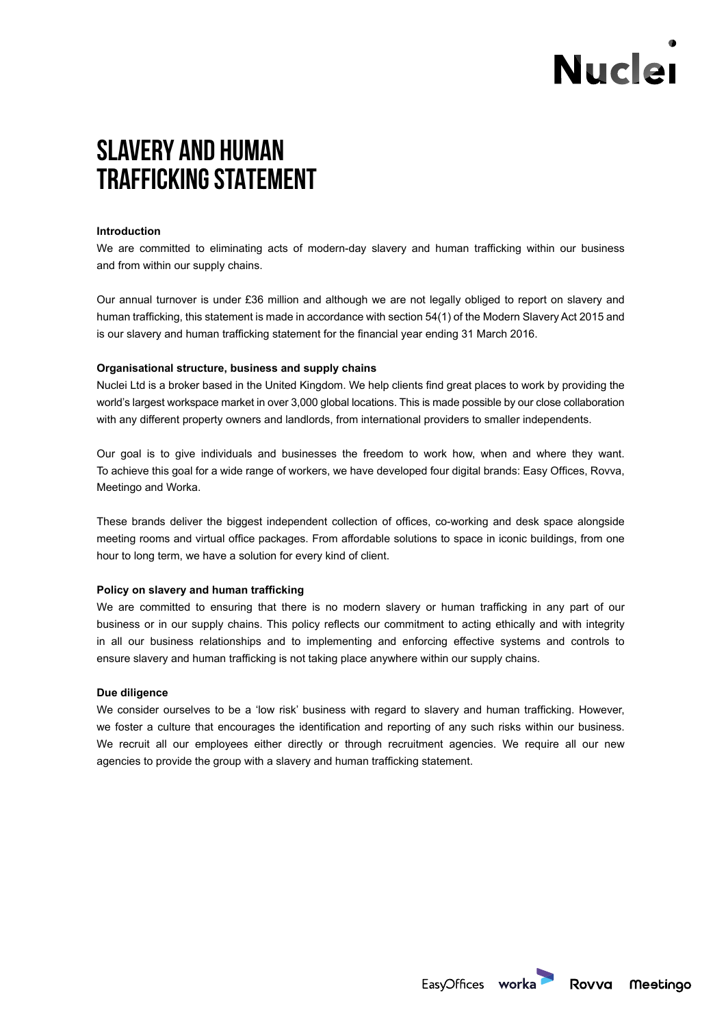# SLAVERY AND HUMAN TRAFFICKING STATEMENT

**Introduction**

We are committed to eliminating acts of modern-day slavery and human trafficking within our business and from within our supply chains.

Our annual turnover is under £36 million and although we are not legally obliged to report on slavery and human trafficking, this statement is made in accordance with section 54(1) of the Modern Slavery Act 2015 and is our slavery and human trafficking statement for the financial year ending 31 March 2016.

**Organisational structure, business and supply chains**

Nuclei Ltd is a broker based in the United Kingdom. We help clients find great places to work by providing the world's largest workspace market in over 3,000 global locations. This is made possible by our close collaboration with any different property owners and landlords, from international providers to smaller independents.

Our goal is to give individuals and businesses the freedom to work how, when and where they want. To achieve this goal for a wide range of workers, we have developed four digital brands: Easy Offices, Rovva, Meetingo and Worka.

These brands deliver the biggest independent collection of offices, co-working and desk space alongside meeting rooms and virtual office packages. From affordable solutions to space in iconic buildings, from one hour to long term, we have a solution for every kind of client.

**Policy on slavery and human trafficking**

We are committed to ensuring that there is no modern slavery or human trafficking in any part of our business or in our supply chains. This policy reflects our commitment to acting ethically and with integrity in all our business relationships and to implementing and enforcing effective systems and controls to ensure slavery and human trafficking is not taking place anywhere within our supply chains.

**Due diligence**

We consider ourselves to be a 'low risk' business with regard to slavery and human trafficking. However, we foster a culture that encourages the identification and reporting of any such risks within our business. We recruit all our employees either directly or through recruitment agencies. We require all our new agencies to provide the group with a slavery and human trafficking statement.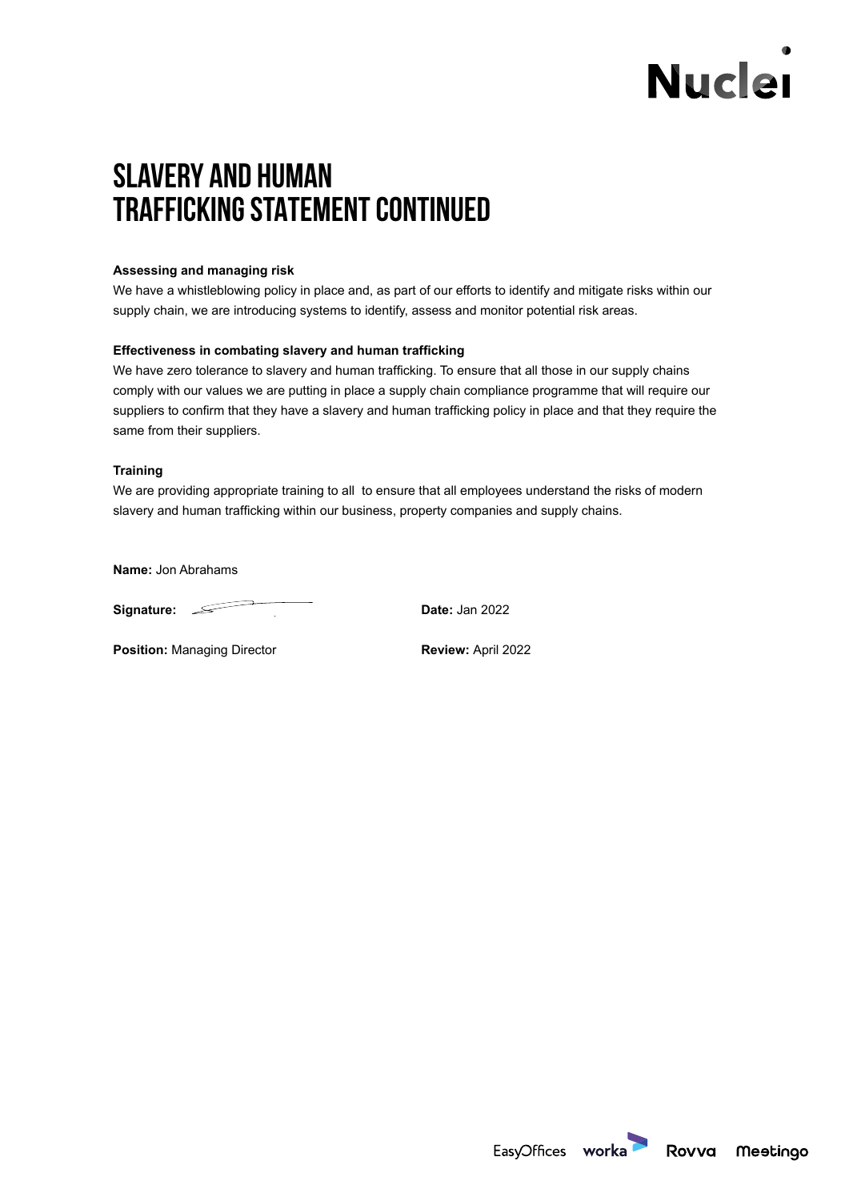# SLAVERY AND HUMAN TRAFFICKING STATEMENT CONTINUED

**Assessing and managing risk**

We have a whistleblowing policy in place and, as part of our efforts to identify and mitigate risks within our supply chain, we are introducing systems to identify, assess and monitor potential risk areas.

**Effectiveness in combating slavery and human trafficking**

We have zero tolerance to slavery and human trafficking. To ensure that all those in our supply chains comply with our values we are putting in place a supply chain compliance programme that will require our suppliers to confirm that they have a slavery and human trafficking policy in place and that they require the same from their suppliers.

**Training**

We are providing appropriate training to all to ensure that all employees understand the risks of modern slavery and human trafficking within our business, property companies and supply chains.

**Name:** Jon Abrahams

**Signature:**

**Date:** Jan 2022

**Position:** Managing Director

**Review:** April 2022